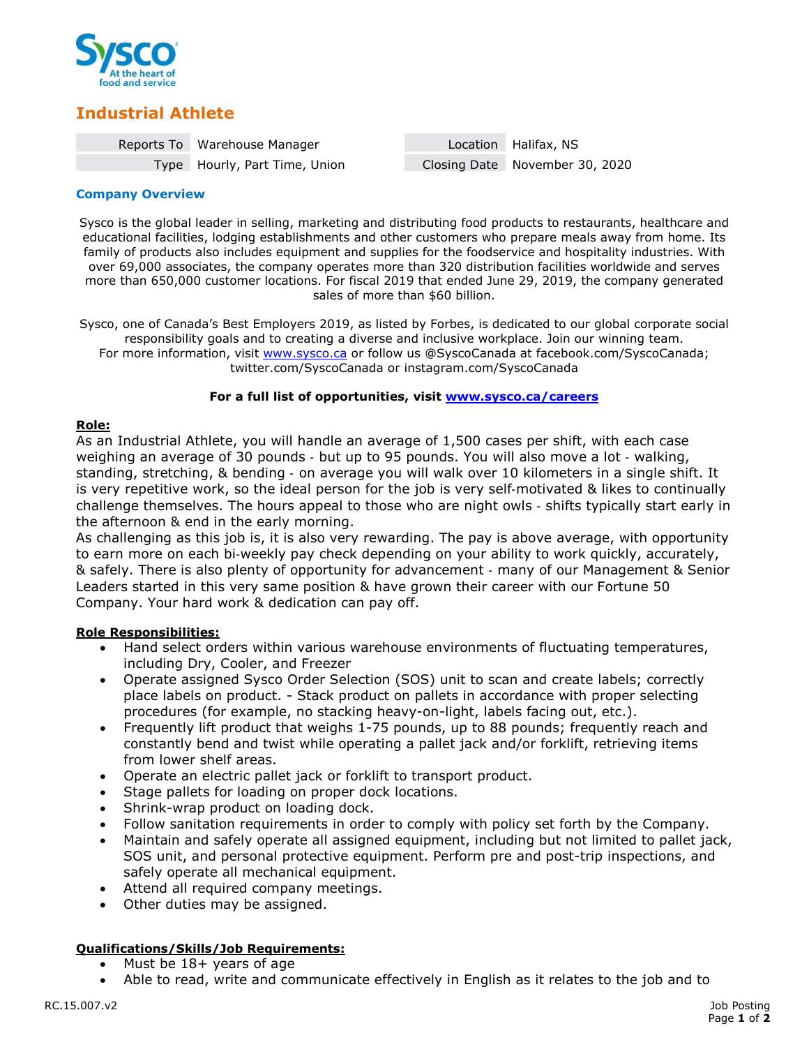# Industrial Athlete

| | | | |
|---|---|---|---|
| Reports To | Warehouse Manager | Location | Halifax, NS |
| Type | Hourly, Part Time, Union | Closing Date | November 30, 2020 |

## Company Overview

Sysco is the global leader in selling, marketing and distributing food products to restaurants, healthcare and educational facilities, lodging establishments and other customers who prepare meals away from home. Its family of products also includes equipment and supplies for the foodservice and hospitality industries. With over 69,000 associates, the company operates more than 320 distribution facilities worldwide and serves more than 650,000 customer locations. For fiscal 2019 that ended June 29, 2019, the company generated sales of more than $60 billion.

Sysco, one of Canada's Best Employers 2019, as listed by Forbes, is dedicated to our global corporate social responsibility goals and to creating a diverse and inclusive workplace. Join our winning team. For more information, visit www.sysco.ca or follow us @SyscoCanada at facebook.com/SyscoCanada; twitter.com/SyscoCanada or instagram.com/SyscoCanada

**For a full list of opportunities, visit www.sysco.ca/careers**

**Role:**

As an Industrial Athlete, you will handle an average of 1,500 cases per shift, with each case weighing an average of 30 pounds - but up to 95 pounds. You will also move a lot - walking, standing, stretching, & bending - on average you will walk over 10 kilometers in a single shift. It is very repetitive work, so the ideal person for the job is very self-motivated & likes to continually challenge themselves. The hours appeal to those who are night owls - shifts typically start early in the afternoon & end in the early morning.

As challenging as this job is, it is also very rewarding. The pay is above average, with opportunity to earn more on each bi-weekly pay check depending on your ability to work quickly, accurately, & safely. There is also plenty of opportunity for advancement - many of our Management & Senior Leaders started in this very same position & have grown their career with our Fortune 50 Company. Your hard work & dedication can pay off.

**Role Responsibilities:**

- Hand select orders within various warehouse environments of fluctuating temperatures, including Dry, Cooler, and Freezer
- Operate assigned Sysco Order Selection (SOS) unit to scan and create labels; correctly place labels on product. - Stack product on pallets in accordance with proper selecting procedures (for example, no stacking heavy-on-light, labels facing out, etc.).
- Frequently lift product that weighs 1-75 pounds, up to 88 pounds; frequently reach and constantly bend and twist while operating a pallet jack and/or forklift, retrieving items from lower shelf areas.
- Operate an electric pallet jack or forklift to transport product.
- Stage pallets for loading on proper dock locations.
- Shrink-wrap product on loading dock.
- Follow sanitation requirements in order to comply with policy set forth by the Company.
- Maintain and safely operate all assigned equipment, including but not limited to pallet jack, SOS unit, and personal protective equipment. Perform pre and post-trip inspections, and safely operate all mechanical equipment.
- Attend all required company meetings.
- Other duties may be assigned.

**Qualifications/Skills/Job Requirements:**

- Must be 18+ years of age
- Able to read, write and communicate effectively in English as it relates to the job and to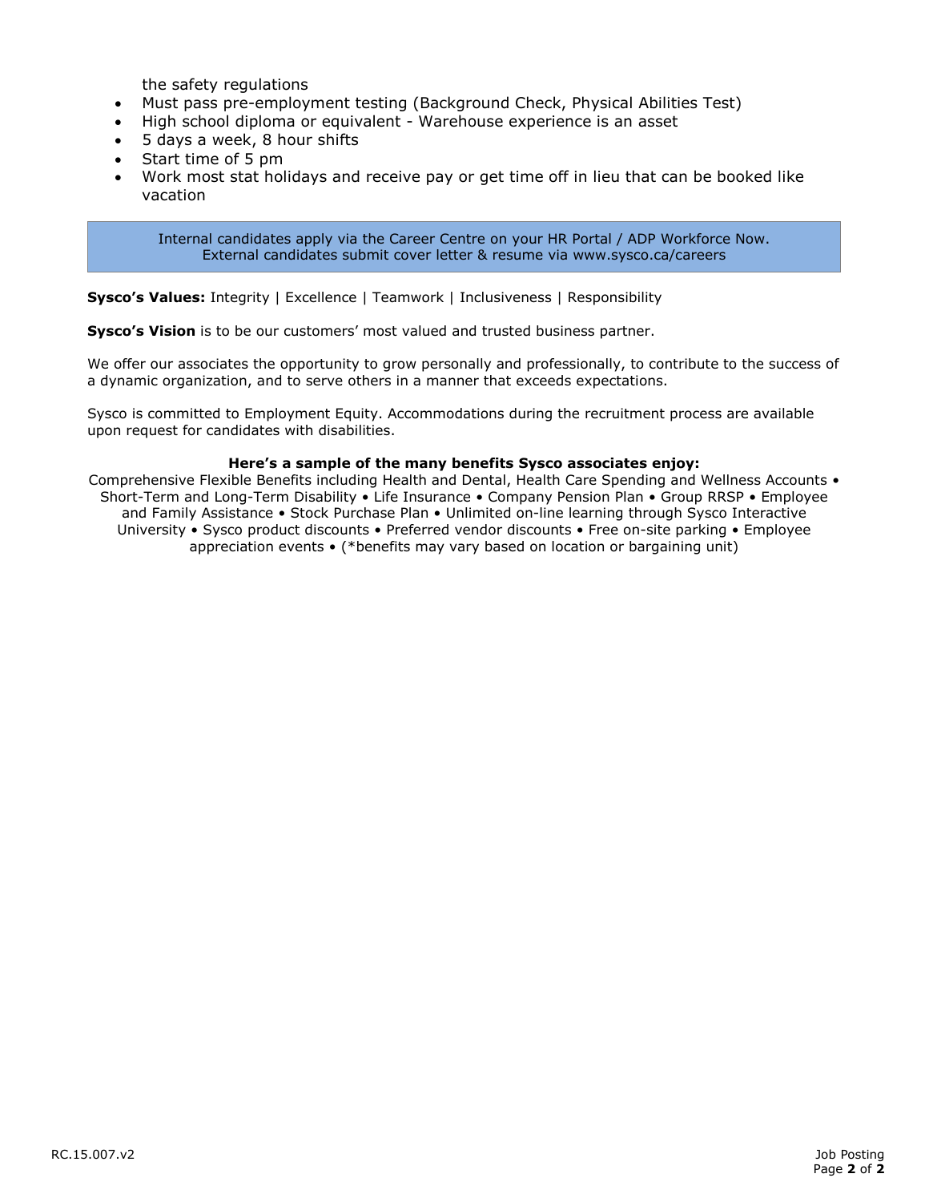the safety regulations

- Must pass pre-employment testing (Background Check, Physical Abilities Test)
- High school diploma or equivalent - Warehouse experience is an asset
- 5 days a week, 8 hour shifts
- Start time of 5 pm
- Work most stat holidays and receive pay or get time off in lieu that can be booked like vacation

Internal candidates apply via the Career Centre on your HR Portal / ADP Workforce Now.
External candidates submit cover letter & resume via www.sysco.ca/careers

**Sysco's Values:** Integrity | Excellence | Teamwork | Inclusiveness | Responsibility

**Sysco's Vision** is to be our customers' most valued and trusted business partner.

We offer our associates the opportunity to grow personally and professionally, to contribute to the success of a dynamic organization, and to serve others in a manner that exceeds expectations.

Sysco is committed to Employment Equity. Accommodations during the recruitment process are available upon request for candidates with disabilities.

**Here's a sample of the many benefits Sysco associates enjoy:**

Comprehensive Flexible Benefits including Health and Dental, Health Care Spending and Wellness Accounts • Short-Term and Long-Term Disability • Life Insurance • Company Pension Plan • Group RRSP • Employee and Family Assistance • Stock Purchase Plan • Unlimited on-line learning through Sysco Interactive University • Sysco product discounts • Preferred vendor discounts • Free on-site parking • Employee appreciation events • (*benefits may vary based on location or bargaining unit)

RC.15.007.v2

Job Posting